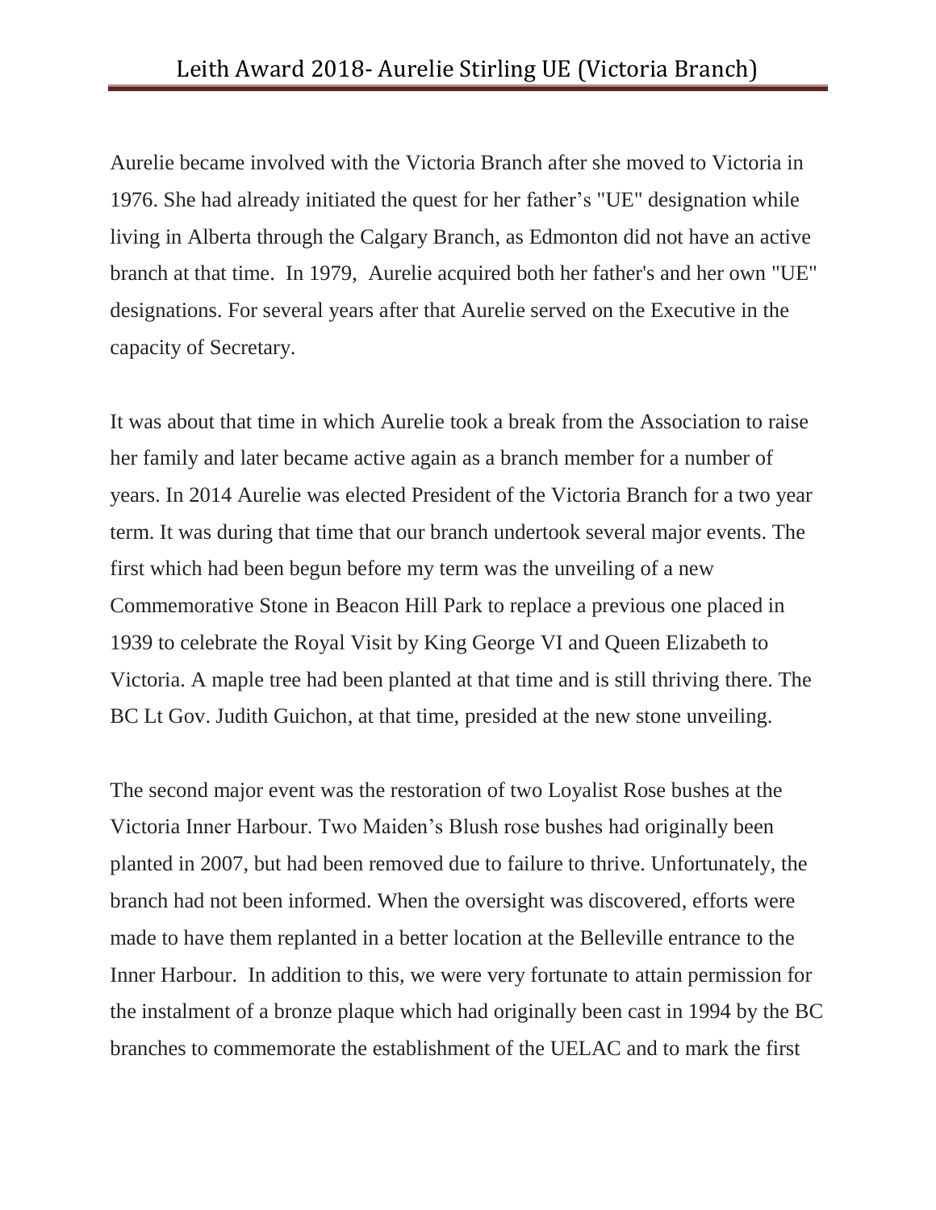# Leith Award 2018- Aurelie Stirling UE (Victoria Branch)

Aurelie became involved with the Victoria Branch after she moved to Victoria in 1976. She had already initiated the quest for her father's "UE" designation while living in Alberta through the Calgary Branch, as Edmonton did not have an active branch at that time. In 1979, Aurelie acquired both her father's and her own "UE" designations. For several years after that Aurelie served on the Executive in the capacity of Secretary.

It was about that time in which Aurelie took a break from the Association to raise her family and later became active again as a branch member for a number of years. In 2014 Aurelie was elected President of the Victoria Branch for a two year term. It was during that time that our branch undertook several major events. The first which had been begun before my term was the unveiling of a new Commemorative Stone in Beacon Hill Park to replace a previous one placed in 1939 to celebrate the Royal Visit by King George VI and Queen Elizabeth to Victoria. A maple tree had been planted at that time and is still thriving there. The BC Lt Gov. Judith Guichon, at that time, presided at the new stone unveiling.

The second major event was the restoration of two Loyalist Rose bushes at the Victoria Inner Harbour. Two Maiden's Blush rose bushes had originally been planted in 2007, but had been removed due to failure to thrive. Unfortunately, the branch had not been informed. When the oversight was discovered, efforts were made to have them replanted in a better location at the Belleville entrance to the Inner Harbour. In addition to this, we were very fortunate to attain permission for the instalment of a bronze plaque which had originally been cast in 1994 by the BC branches to commemorate the establishment of the UELAC and to mark the first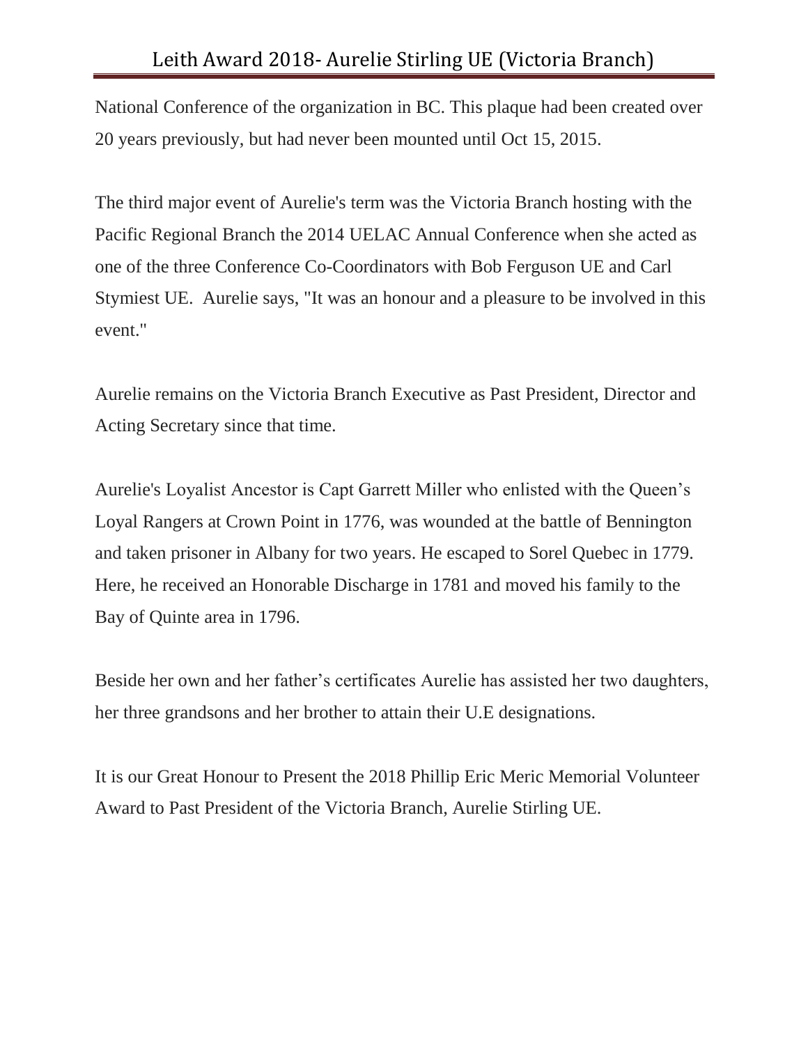National Conference of the organization in BC. This plaque had been created over 20 years previously, but had never been mounted until Oct 15, 2015.

The third major event of Aurelie's term was the Victoria Branch hosting with the Pacific Regional Branch the 2014 UELAC Annual Conference when she acted as one of the three Conference Co-Coordinators with Bob Ferguson UE and Carl Stymiest UE. Aurelie says, "It was an honour and a pleasure to be involved in this event."

Aurelie remains on the Victoria Branch Executive as Past President, Director and Acting Secretary since that time.

Aurelie's Loyalist Ancestor is Capt Garrett Miller who enlisted with the Queen's Loyal Rangers at Crown Point in 1776, was wounded at the battle of Bennington and taken prisoner in Albany for two years. He escaped to Sorel Quebec in 1779. Here, he received an Honorable Discharge in 1781 and moved his family to the Bay of Quinte area in 1796.

Beside her own and her father's certificates Aurelie has assisted her two daughters, her three grandsons and her brother to attain their U.E designations.

It is our Great Honour to Present the 2018 Phillip Eric Meric Memorial Volunteer Award to Past President of the Victoria Branch, Aurelie Stirling UE.